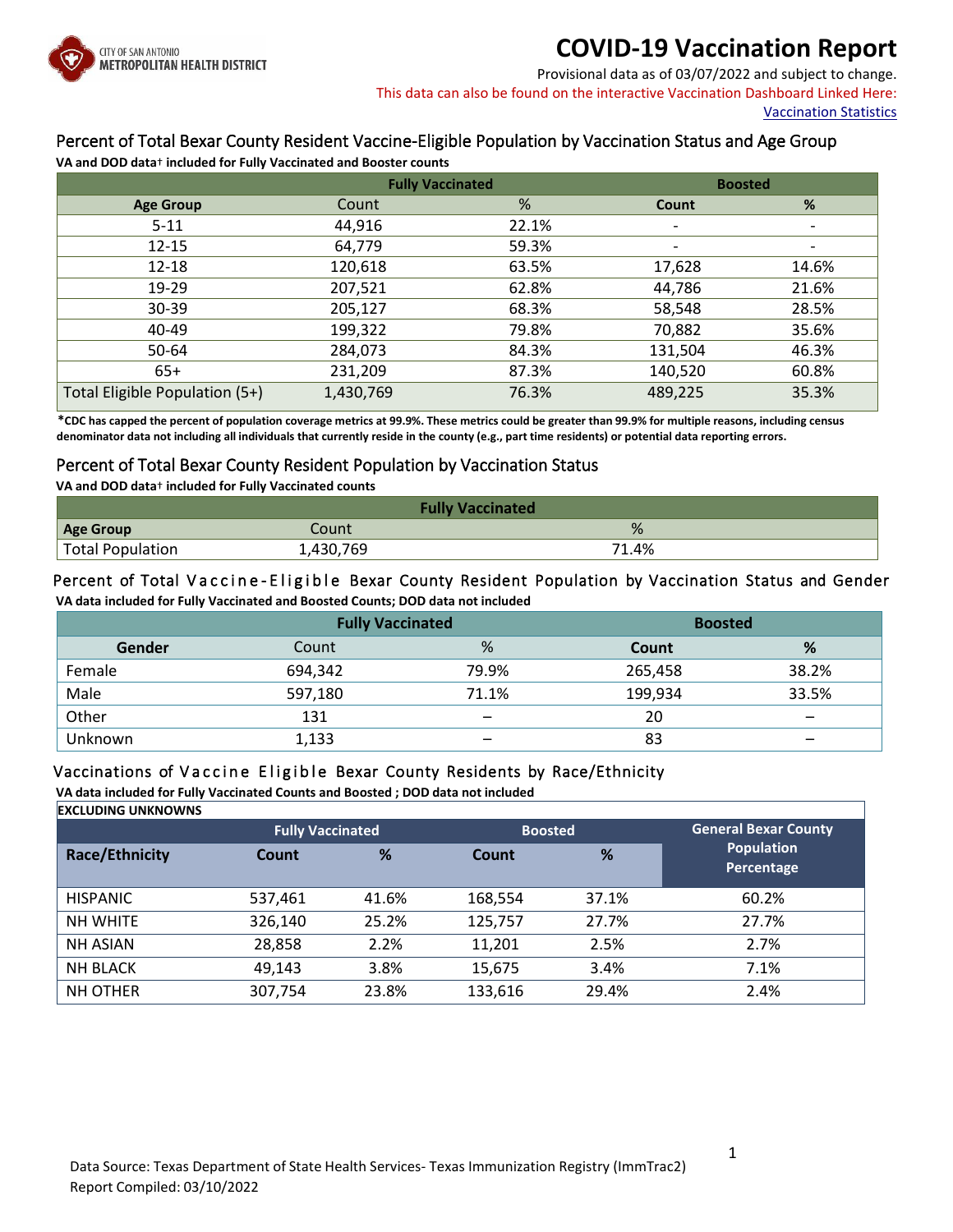CITY OF SAN ANTONIO
METROPOLITAN HEALTH DISTRICT

# COVID-19 Vaccination Report

Provisional data as of 03/07/2022 and subject to change.

This data can also be found on the interactive Vaccination Dashboard Linked Here:
[Vaccination Statistics]

## Percent of Total Bexar County Resident Vaccine-Eligible Population by Vaccination Status and Age Group

**VA and DOD data† included for Fully Vaccinated and Booster counts**

| | Fully Vaccinated | | Boosted | |
|---|---|---|---|---|
| **Age Group** | Count | % | **Count** | **%** |
| 5-11 | 44,916 | 22.1% | - | - |
| 12-15 | 64,779 | 59.3% | - | - |
| 12-18 | 120,618 | 63.5% | 17,628 | 14.6% |
| 19-29 | 207,521 | 62.8% | 44,786 | 21.6% |
| 30-39 | 205,127 | 68.3% | 58,548 | 28.5% |
| 40-49 | 199,322 | 79.8% | 70,882 | 35.6% |
| 50-64 | 284,073 | 84.3% | 131,504 | 46.3% |
| 65+ | 231,209 | 87.3% | 140,520 | 60.8% |
| Total Eligible Population (5+) | 1,430,769 | 76.3% | 489,225 | 35.3% |

**\*CDC has capped the percent of population coverage metrics at 99.9%. These metrics could be greater than 99.9% for multiple reasons, including census denominator data not including all individuals that currently reside in the county (e.g., part time residents) or potential data reporting errors.**

## Percent of Total Bexar County Resident Population by Vaccination Status

**VA and DOD data† included for Fully Vaccinated counts**

| | Fully Vaccinated | |
|---|---|---|
| **Age Group** | Count | % |
| Total Population | 1,430,769 | 71.4% |

## Percent of Total Vaccine-Eligible Bexar County Resident Population by Vaccination Status and Gender

**VA data included for Fully Vaccinated and Boosted Counts; DOD data not included**

| | Fully Vaccinated | | Boosted | |
|---|---|---|---|---|
| **Gender** | Count | % | **Count** | **%** |
| Female | 694,342 | 79.9% | 265,458 | 38.2% |
| Male | 597,180 | 71.1% | 199,934 | 33.5% |
| Other | 131 | – | 20 | – |
| Unknown | 1,133 | – | 83 | – |

## Vaccinations of Vaccine Eligible Bexar County Residents by Race/Ethnicity

**VA data included for Fully Vaccinated Counts and Boosted ; DOD data not included**

**EXCLUDING UNKNOWNS**

| | Fully Vaccinated | | Boosted | | General Bexar County Population Percentage |
|---|---|---|---|---|---|
| **Race/Ethnicity** | **Count** | **%** | **Count** | **%** | |
| HISPANIC | 537,461 | 41.6% | 168,554 | 37.1% | 60.2% |
| NH WHITE | 326,140 | 25.2% | 125,757 | 27.7% | 27.7% |
| NH ASIAN | 28,858 | 2.2% | 11,201 | 2.5% | 2.7% |
| NH BLACK | 49,143 | 3.8% | 15,675 | 3.4% | 7.1% |
| NH OTHER | 307,754 | 23.8% | 133,616 | 29.4% | 2.4% |

Data Source: Texas Department of State Health Services- Texas Immunization Registry (ImmTrac2)
Report Compiled: 03/10/2022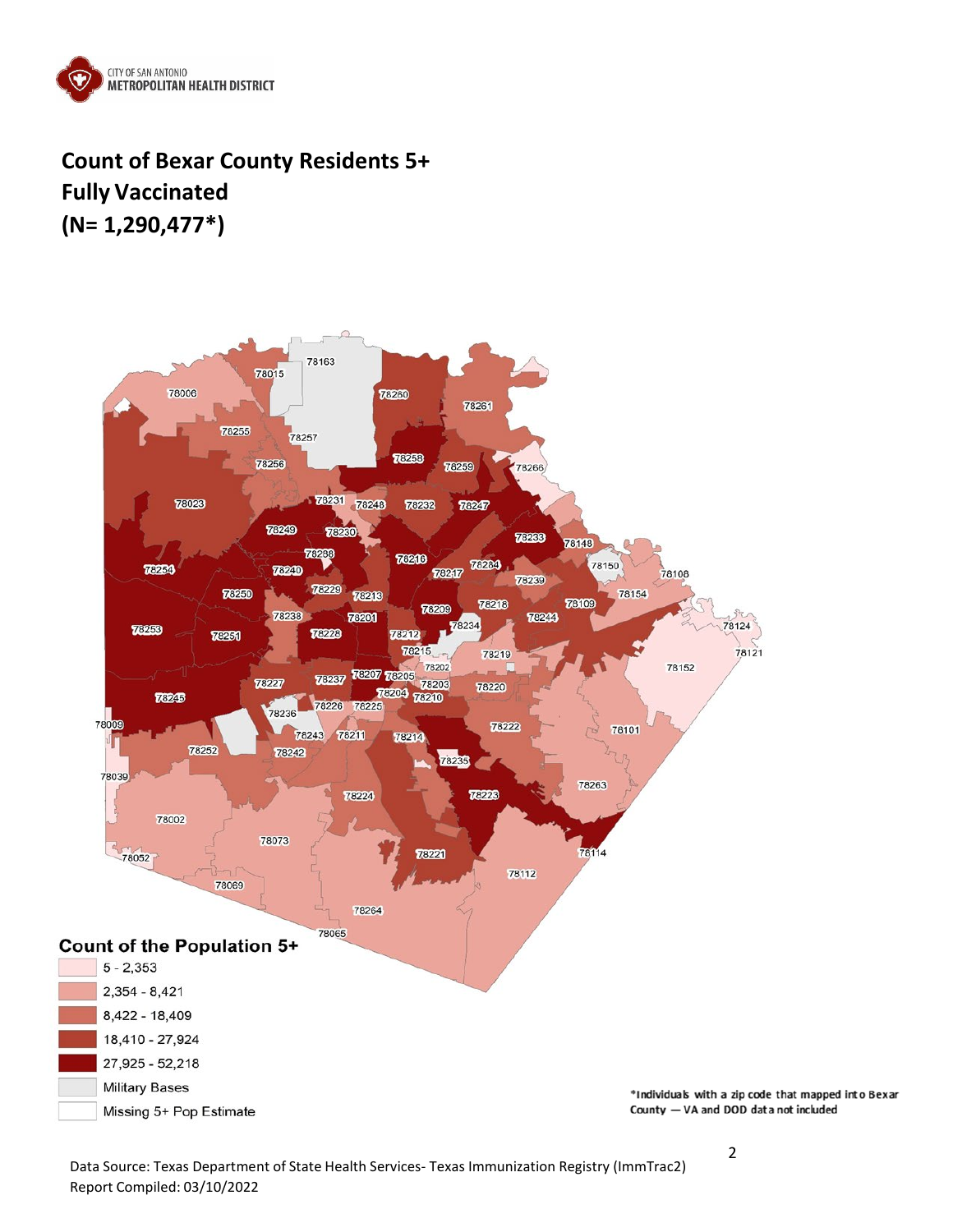CITY OF SAN ANTONIO
METROPOLITAN HEALTH DISTRICT

## Count of Bexar County Residents 5+ Fully Vaccinated (N= 1,290,477*)

**Count of the Population 5+**

- 5 - 2,353
- 2,354 - 8,421
- 8,422 - 18,409
- 18,410 - 27,924
- 27,925 - 52,218
- Military Bases
- Missing 5+ Pop Estimate

*Individuals with a zip code that mapped into Bexar County — VA and DOD data not included

Data Source: Texas Department of State Health Services- Texas Immunization Registry (ImmTrac2)
Report Compiled: 03/10/2022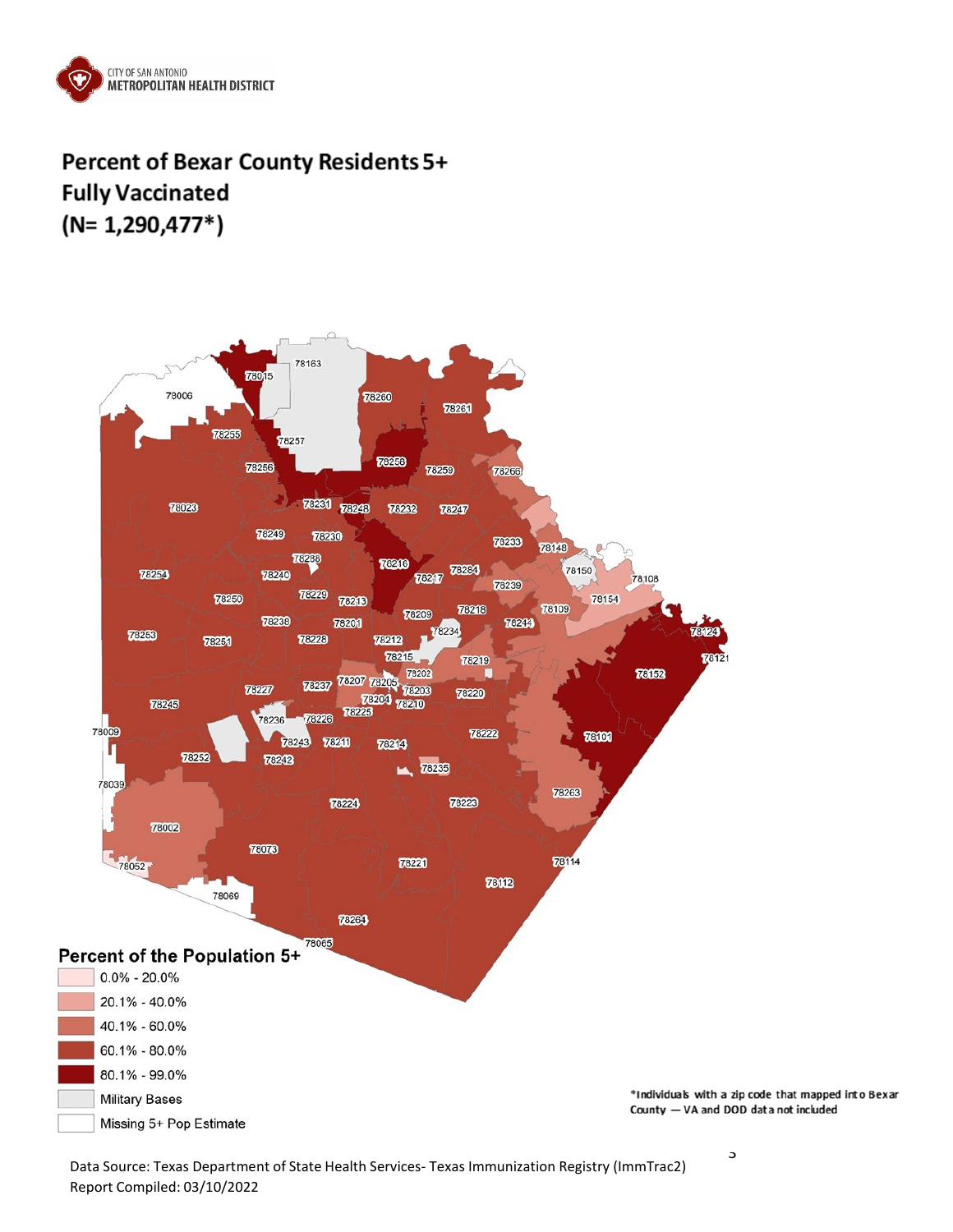CITY OF SAN ANTONIO
METROPOLITAN HEALTH DISTRICT

# Percent of Bexar County Residents 5+ Fully Vaccinated (N= 1,290,477*)

**Percent of the Population 5+**

- 0.0% - 20.0%
- 20.1% - 40.0%
- 40.1% - 60.0%
- 60.1% - 80.0%
- 80.1% - 99.0%
- Military Bases
- Missing 5+ Pop Estimate

*Individuals with a zip code that mapped into Bexar County — VA and DOD data not included

Data Source: Texas Department of State Health Services- Texas Immunization Registry (ImmTrac2)
Report Compiled: 03/10/2022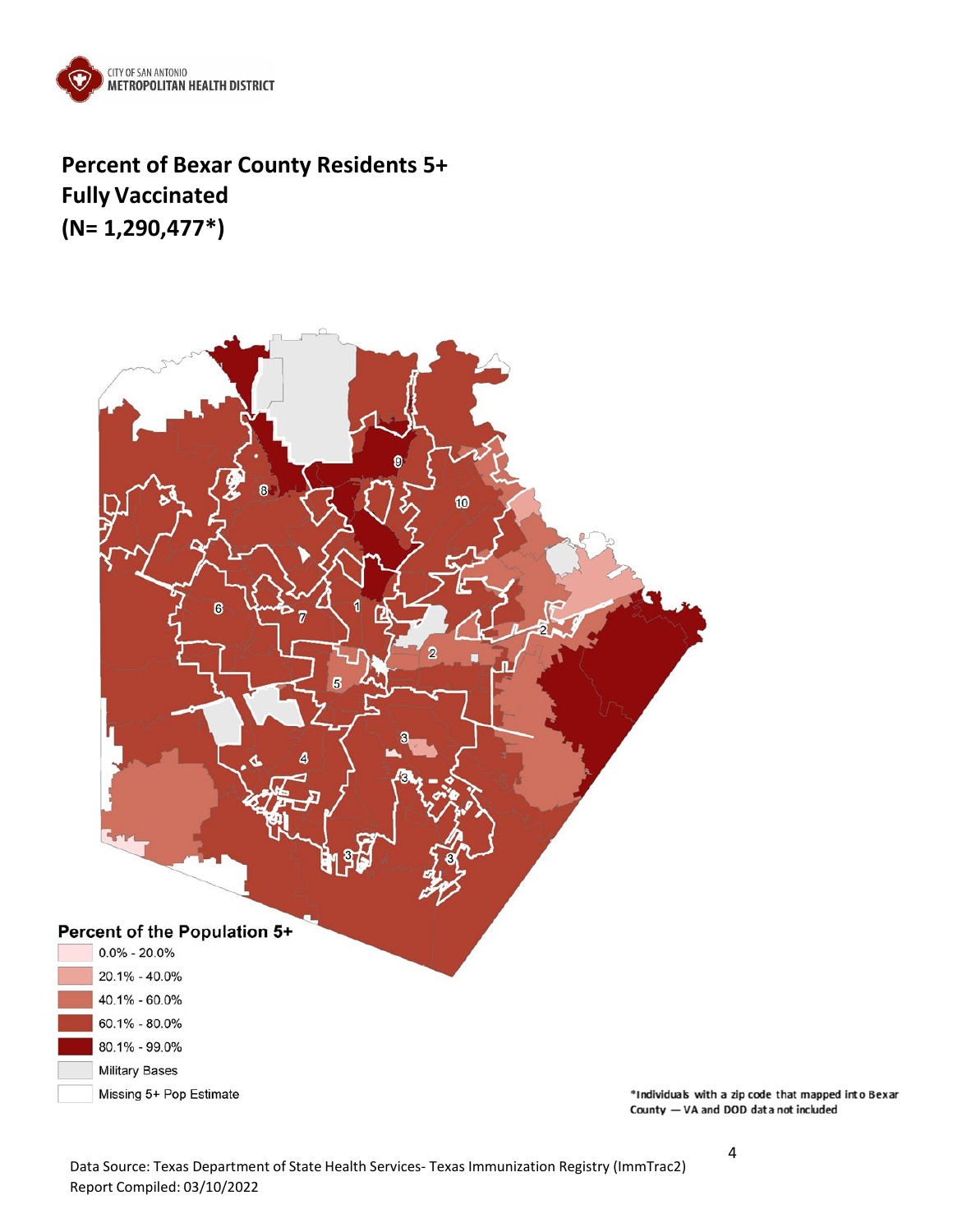## Percent of Bexar County Residents 5+ Fully Vaccinated (N= 1,290,477*)

**Percent of the Population 5+**

- 0.0% - 20.0%
- 20.1% - 40.0%
- 40.1% - 60.0%
- 60.1% - 80.0%
- 80.1% - 99.0%
- Military Bases
- Missing 5+ Pop Estimate

*Individuals with a zip code that mapped into Bexar County — VA and DOD data not included

Data Source: Texas Department of State Health Services- Texas Immunization Registry (ImmTrac2)
Report Compiled: 03/10/2022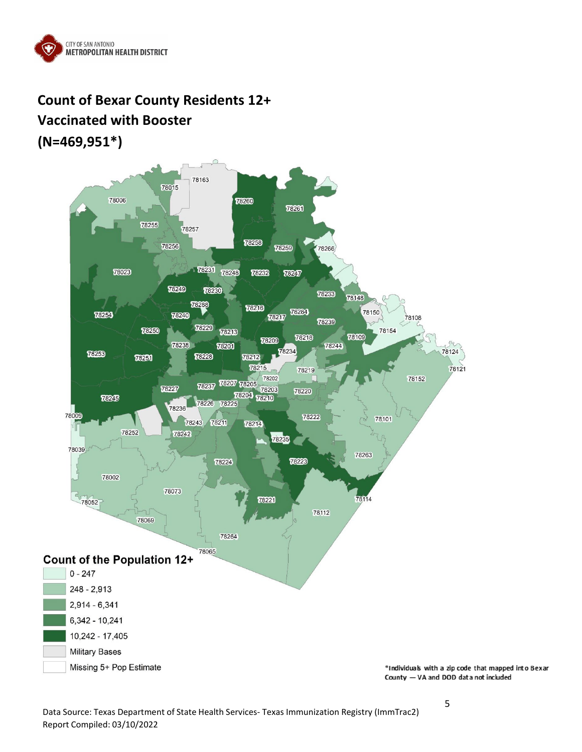CITY OF SAN ANTONIO
METROPOLITAN HEALTH DISTRICT

# Count of Bexar County Residents 12+ Vaccinated with Booster (N=469,951*)

**Count of the Population 12+**

- 0 - 247
- 248 - 2,913
- 2,914 - 6,341
- 6,342 - 10,241
- 10,242 - 17,405
- Military Bases
- Missing 5+ Pop Estimate

*Individuals with a zip code that mapped into Bexar County — VA and DOD data not included

Data Source: Texas Department of State Health Services- Texas Immunization Registry (ImmTrac2)
Report Compiled: 03/10/2022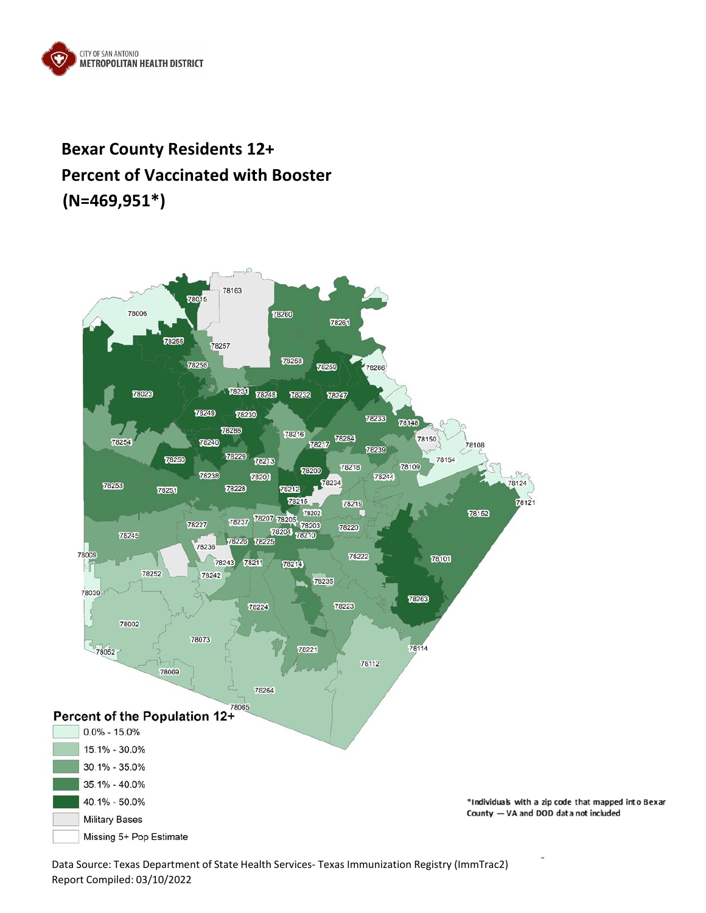CITY OF SAN ANTONIO
METROPOLITAN HEALTH DISTRICT

# Bexar County Residents 12+
# Percent of Vaccinated with Booster
# (N=469,951*)

**Percent of the Population 12+**

- 0.0% - 15.0%
- 15.1% - 30.0%
- 30.1% - 35.0%
- 35.1% - 40.0%
- 40.1% - 50.0%
- Military Bases
- Missing 5+ Pop Estimate

*Individuals with a zip code that mapped into Bexar County — VA and DOD data not included

Data Source: Texas Department of State Health Services- Texas Immunization Registry (ImmTrac2)
Report Compiled: 03/10/2022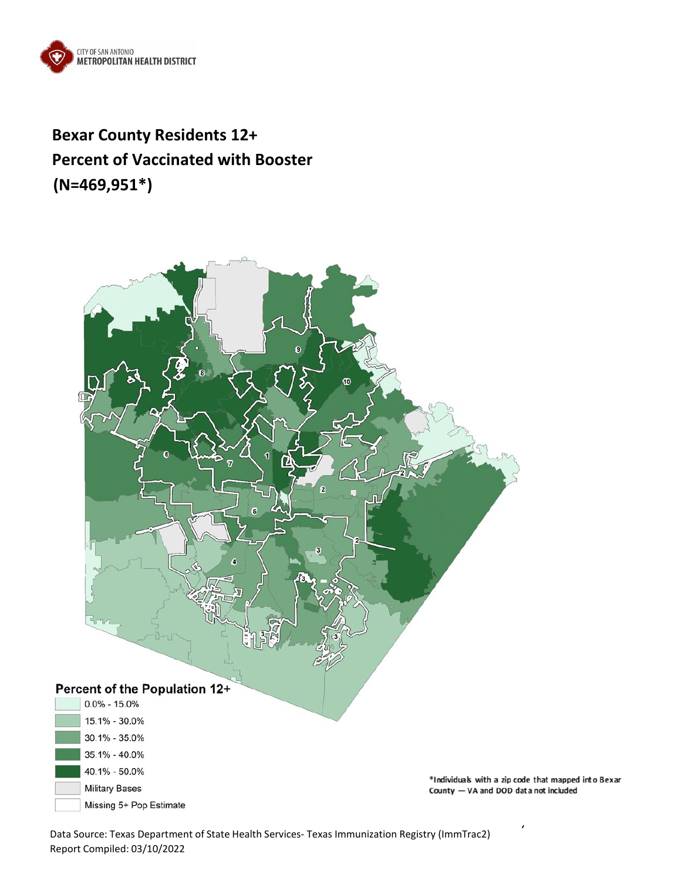CITY OF SAN ANTONIO
METROPOLITAN HEALTH DISTRICT

## Bexar County Residents 12+
## Percent of Vaccinated with Booster
## (N=469,951*)

9
8
10
6
7
1
2
2
2
6
3
4
3
3

Percent of the Population 12+

0.0% - 15.0%
15.1% - 30.0%
30.1% - 35.0%
35.1% - 40.0%
40.1% - 50.0%
Military Bases
Missing 5+ Pop Estimate

*Individuals with a zip code that mapped into Bexar County — VA and DOD data not included

Data Source: Texas Department of State Health Services- Texas Immunization Registry (ImmTrac2)
Report Compiled: 03/10/2022